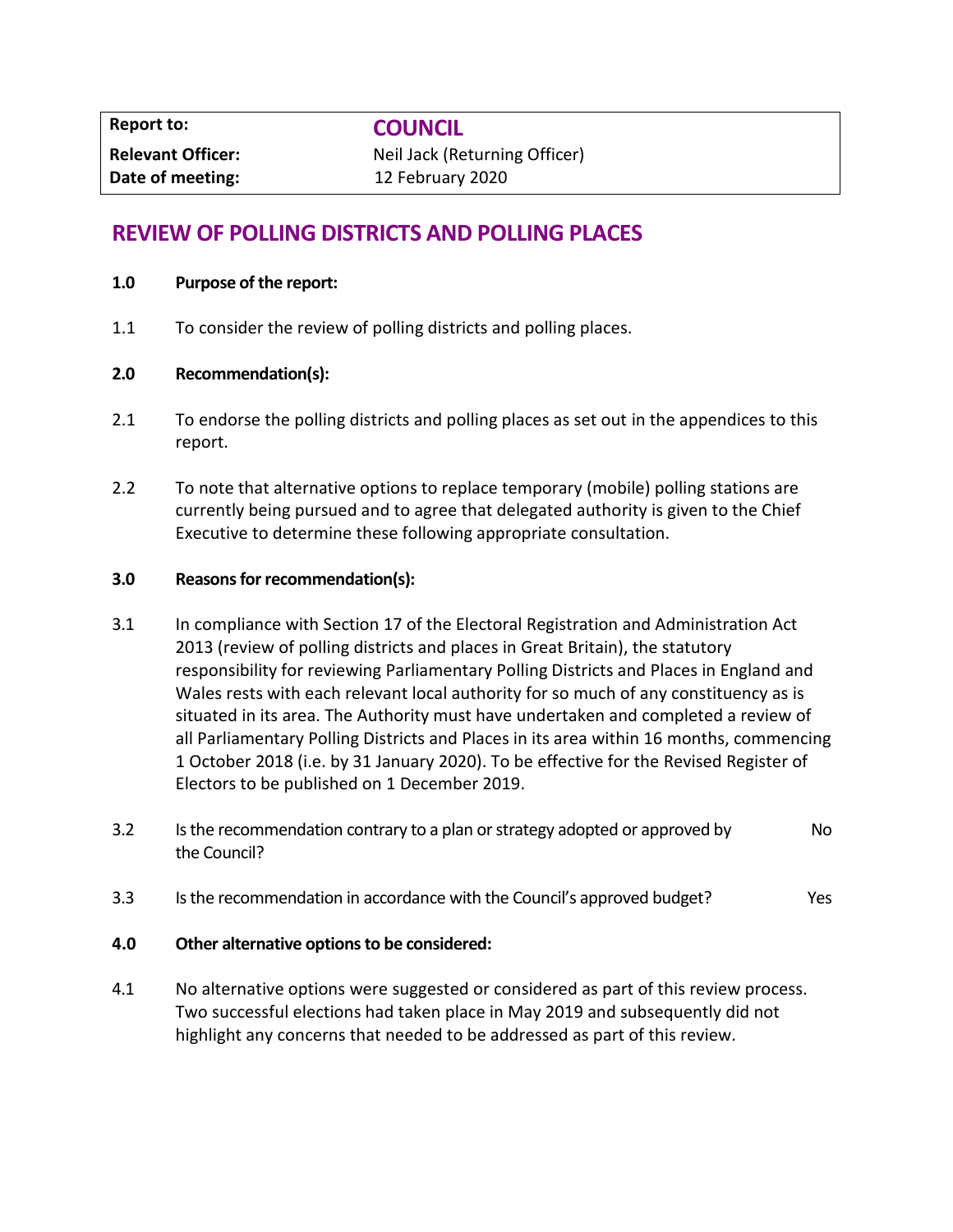| **Report to:** | **COUNCIL** |
|---|---|
| **Relevant Officer:** | Neil Jack (Returning Officer) |
| **Date of meeting:** | 12 February 2020 |

# REVIEW OF POLLING DISTRICTS AND POLLING PLACES

**1.0 Purpose of the report:**

1.1 To consider the review of polling districts and polling places.

**2.0 Recommendation(s):**

2.1 To endorse the polling districts and polling places as set out in the appendices to this report.

2.2 To note that alternative options to replace temporary (mobile) polling stations are currently being pursued and to agree that delegated authority is given to the Chief Executive to determine these following appropriate consultation.

**3.0 Reasons for recommendation(s):**

3.1 In compliance with Section 17 of the Electoral Registration and Administration Act 2013 (review of polling districts and places in Great Britain), the statutory responsibility for reviewing Parliamentary Polling Districts and Places in England and Wales rests with each relevant local authority for so much of any constituency as is situated in its area. The Authority must have undertaken and completed a review of all Parliamentary Polling Districts and Places in its area within 16 months, commencing 1 October 2018 (i.e. by 31 January 2020). To be effective for the Revised Register of Electors to be published on 1 December 2019.

3.2 Is the recommendation contrary to a plan or strategy adopted or approved by the Council? No

3.3 Is the recommendation in accordance with the Council's approved budget? Yes

**4.0 Other alternative options to be considered:**

4.1 No alternative options were suggested or considered as part of this review process. Two successful elections had taken place in May 2019 and subsequently did not highlight any concerns that needed to be addressed as part of this review.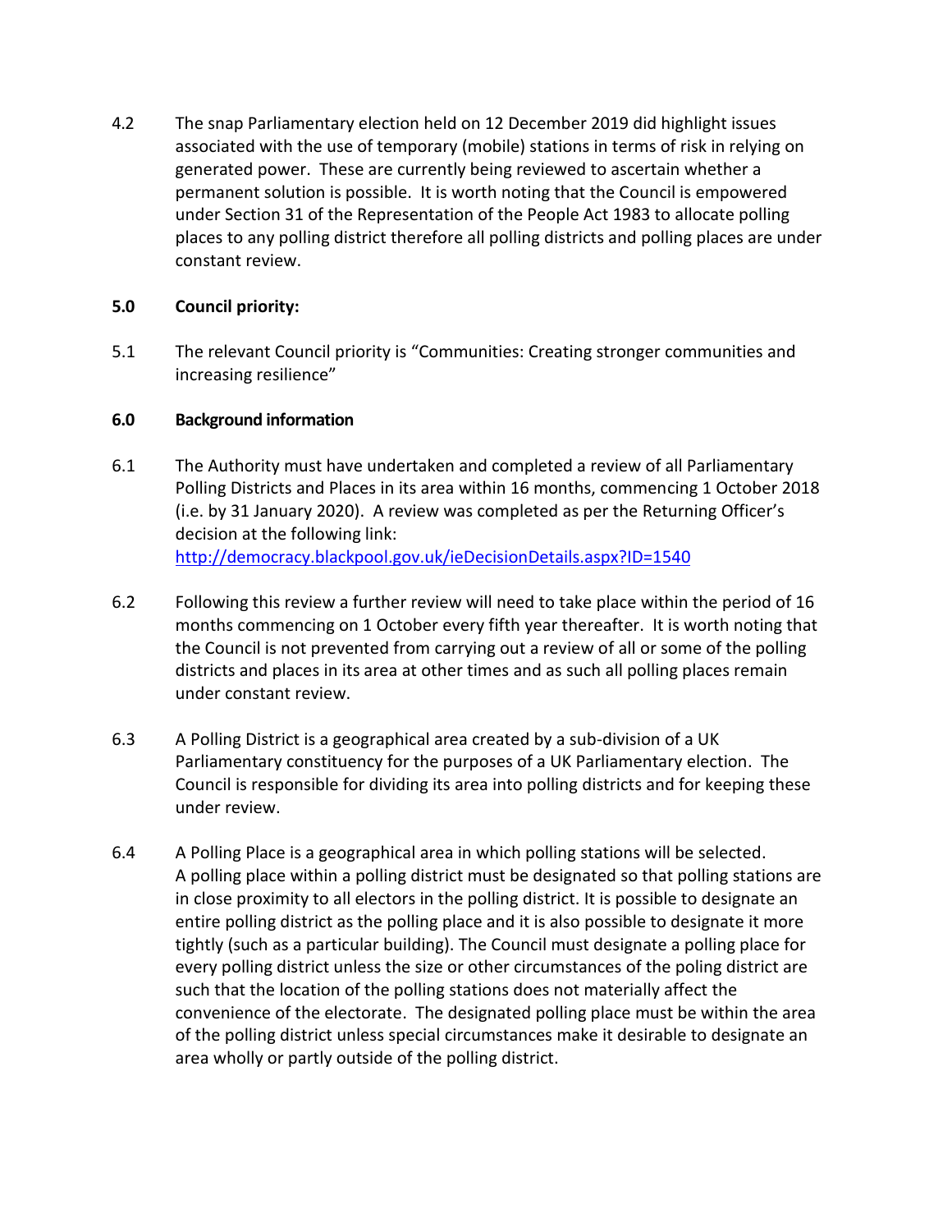4.2 The snap Parliamentary election held on 12 December 2019 did highlight issues associated with the use of temporary (mobile) stations in terms of risk in relying on generated power. These are currently being reviewed to ascertain whether a permanent solution is possible. It is worth noting that the Council is empowered under Section 31 of the Representation of the People Act 1983 to allocate polling places to any polling district therefore all polling districts and polling places are under constant review.

**5.0 Council priority:**

5.1 The relevant Council priority is "Communities: Creating stronger communities and increasing resilience"

**6.0 Background information**

6.1 The Authority must have undertaken and completed a review of all Parliamentary Polling Districts and Places in its area within 16 months, commencing 1 October 2018 (i.e. by 31 January 2020). A review was completed as per the Returning Officer's decision at the following link:
[http://democracy.blackpool.gov.uk/ieDecisionDetails.aspx?ID=1540](http://democracy.blackpool.gov.uk/ieDecisionDetails.aspx?ID=1540)

6.2 Following this review a further review will need to take place within the period of 16 months commencing on 1 October every fifth year thereafter. It is worth noting that the Council is not prevented from carrying out a review of all or some of the polling districts and places in its area at other times and as such all polling places remain under constant review.

6.3 A Polling District is a geographical area created by a sub-division of a UK Parliamentary constituency for the purposes of a UK Parliamentary election. The Council is responsible for dividing its area into polling districts and for keeping these under review.

6.4 A Polling Place is a geographical area in which polling stations will be selected. A polling place within a polling district must be designated so that polling stations are in close proximity to all electors in the polling district. It is possible to designate an entire polling district as the polling place and it is also possible to designate it more tightly (such as a particular building). The Council must designate a polling place for every polling district unless the size or other circumstances of the poling district are such that the location of the polling stations does not materially affect the convenience of the electorate. The designated polling place must be within the area of the polling district unless special circumstances make it desirable to designate an area wholly or partly outside of the polling district.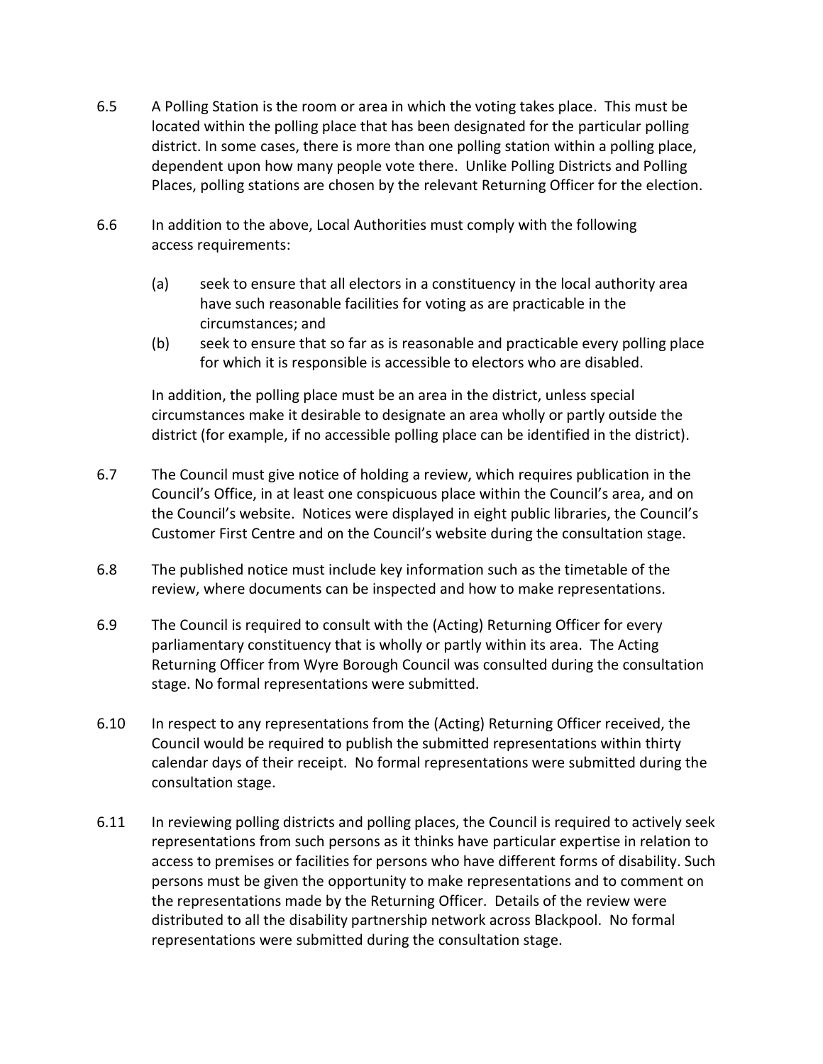6.5 A Polling Station is the room or area in which the voting takes place. This must be located within the polling place that has been designated for the particular polling district. In some cases, there is more than one polling station within a polling place, dependent upon how many people vote there. Unlike Polling Districts and Polling Places, polling stations are chosen by the relevant Returning Officer for the election.

6.6 In addition to the above, Local Authorities must comply with the following access requirements:

(a) seek to ensure that all electors in a constituency in the local authority area have such reasonable facilities for voting as are practicable in the circumstances; and

(b) seek to ensure that so far as is reasonable and practicable every polling place for which it is responsible is accessible to electors who are disabled.

In addition, the polling place must be an area in the district, unless special circumstances make it desirable to designate an area wholly or partly outside the district (for example, if no accessible polling place can be identified in the district).

6.7 The Council must give notice of holding a review, which requires publication in the Council's Office, in at least one conspicuous place within the Council's area, and on the Council's website. Notices were displayed in eight public libraries, the Council's Customer First Centre and on the Council's website during the consultation stage.

6.8 The published notice must include key information such as the timetable of the review, where documents can be inspected and how to make representations.

6.9 The Council is required to consult with the (Acting) Returning Officer for every parliamentary constituency that is wholly or partly within its area. The Acting Returning Officer from Wyre Borough Council was consulted during the consultation stage. No formal representations were submitted.

6.10 In respect to any representations from the (Acting) Returning Officer received, the Council would be required to publish the submitted representations within thirty calendar days of their receipt. No formal representations were submitted during the consultation stage.

6.11 In reviewing polling districts and polling places, the Council is required to actively seek representations from such persons as it thinks have particular expertise in relation to access to premises or facilities for persons who have different forms of disability. Such persons must be given the opportunity to make representations and to comment on the representations made by the Returning Officer. Details of the review were distributed to all the disability partnership network across Blackpool. No formal representations were submitted during the consultation stage.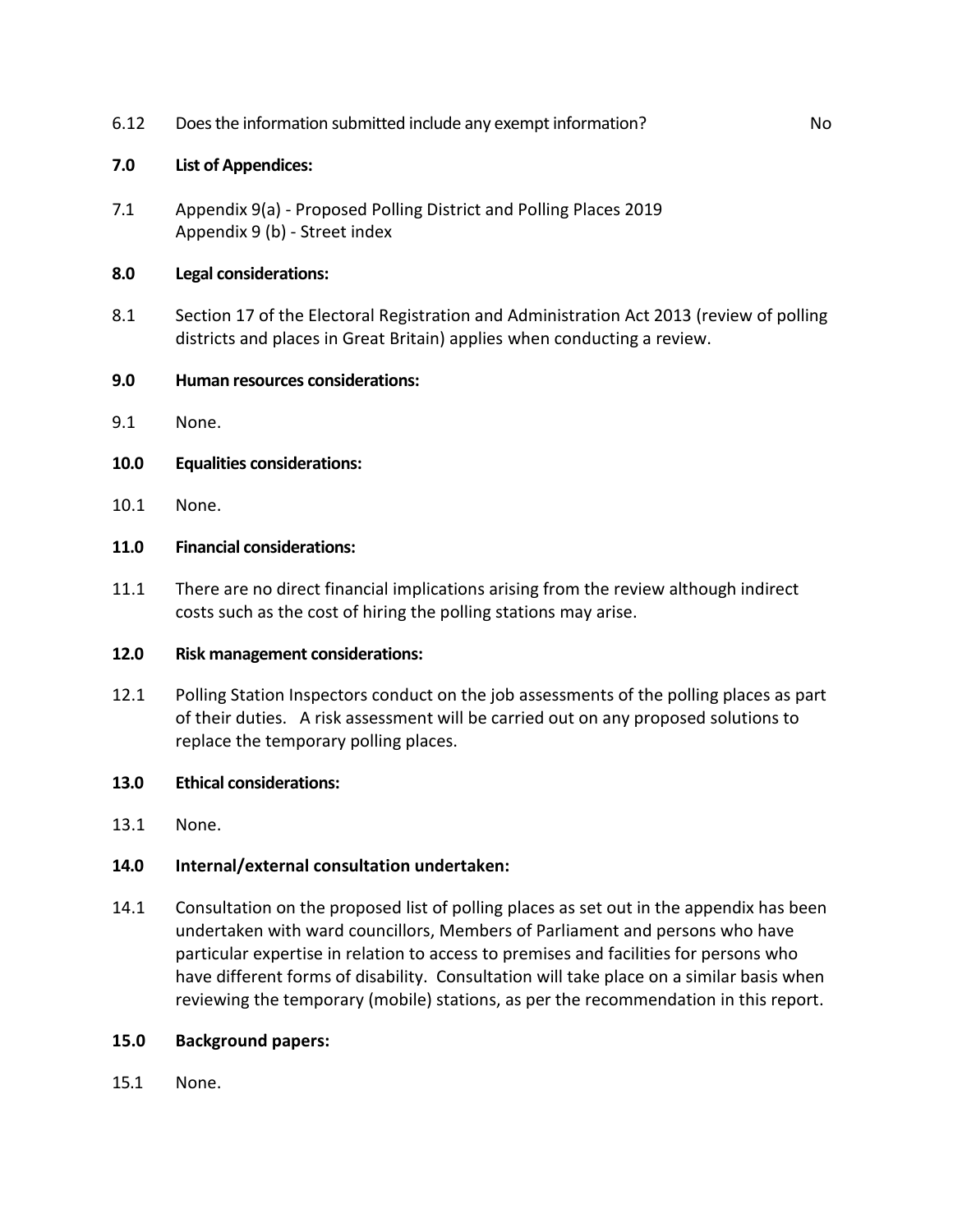6.12 Does the information submitted include any exempt information? No

## 7.0 List of Appendices:

7.1 Appendix 9(a) - Proposed Polling District and Polling Places 2019
Appendix 9 (b) - Street index

## 8.0 Legal considerations:

8.1 Section 17 of the Electoral Registration and Administration Act 2013 (review of polling districts and places in Great Britain) applies when conducting a review.

## 9.0 Human resources considerations:

9.1 None.

## 10.0 Equalities considerations:

10.1 None.

## 11.0 Financial considerations:

11.1 There are no direct financial implications arising from the review although indirect costs such as the cost of hiring the polling stations may arise.

## 12.0 Risk management considerations:

12.1 Polling Station Inspectors conduct on the job assessments of the polling places as part of their duties. A risk assessment will be carried out on any proposed solutions to replace the temporary polling places.

## 13.0 Ethical considerations:

13.1 None.

## 14.0 Internal/external consultation undertaken:

14.1 Consultation on the proposed list of polling places as set out in the appendix has been undertaken with ward councillors, Members of Parliament and persons who have particular expertise in relation to access to premises and facilities for persons who have different forms of disability. Consultation will take place on a similar basis when reviewing the temporary (mobile) stations, as per the recommendation in this report.

## 15.0 Background papers:

15.1 None.